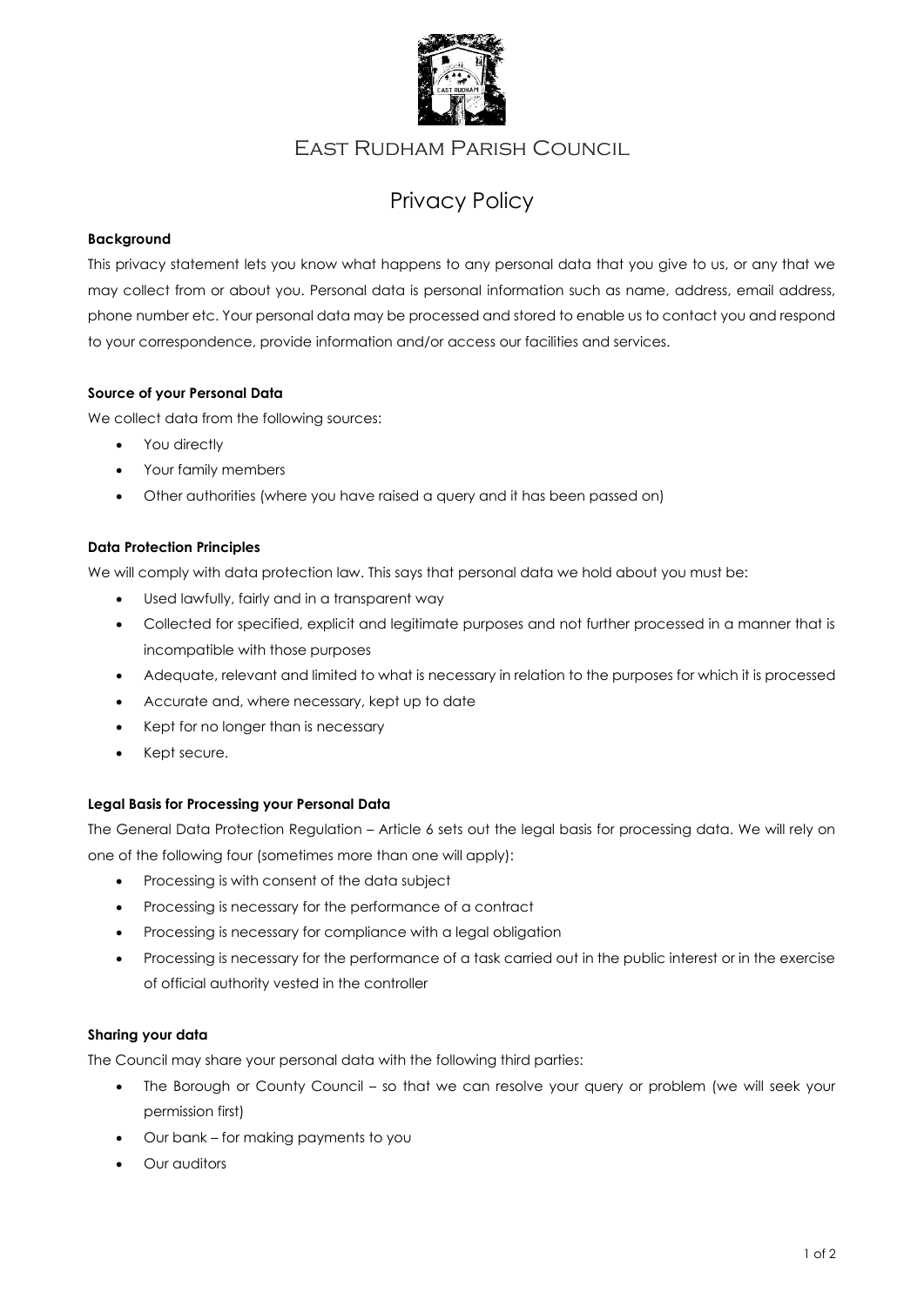# East Rudham Parish Council

## Privacy Policy

**Background**

This privacy statement lets you know what happens to any personal data that you give to us, or any that we may collect from or about you. Personal data is personal information such as name, address, email address, phone number etc. Your personal data may be processed and stored to enable us to contact you and respond to your correspondence, provide information and/or access our facilities and services.

**Source of your Personal Data**

We collect data from the following sources:

- You directly
- Your family members
- Other authorities (where you have raised a query and it has been passed on)

**Data Protection Principles**

We will comply with data protection law. This says that personal data we hold about you must be:

- Used lawfully, fairly and in a transparent way
- Collected for specified, explicit and legitimate purposes and not further processed in a manner that is incompatible with those purposes
- Adequate, relevant and limited to what is necessary in relation to the purposes for which it is processed
- Accurate and, where necessary, kept up to date
- Kept for no longer than is necessary
- Kept secure.

**Legal Basis for Processing your Personal Data**

The General Data Protection Regulation – Article 6 sets out the legal basis for processing data. We will rely on one of the following four (sometimes more than one will apply):

- Processing is with consent of the data subject
- Processing is necessary for the performance of a contract
- Processing is necessary for compliance with a legal obligation
- Processing is necessary for the performance of a task carried out in the public interest or in the exercise of official authority vested in the controller

**Sharing your data**

The Council may share your personal data with the following third parties:

- The Borough or County Council – so that we can resolve your query or problem (we will seek your permission first)
- Our bank – for making payments to you
- Our auditors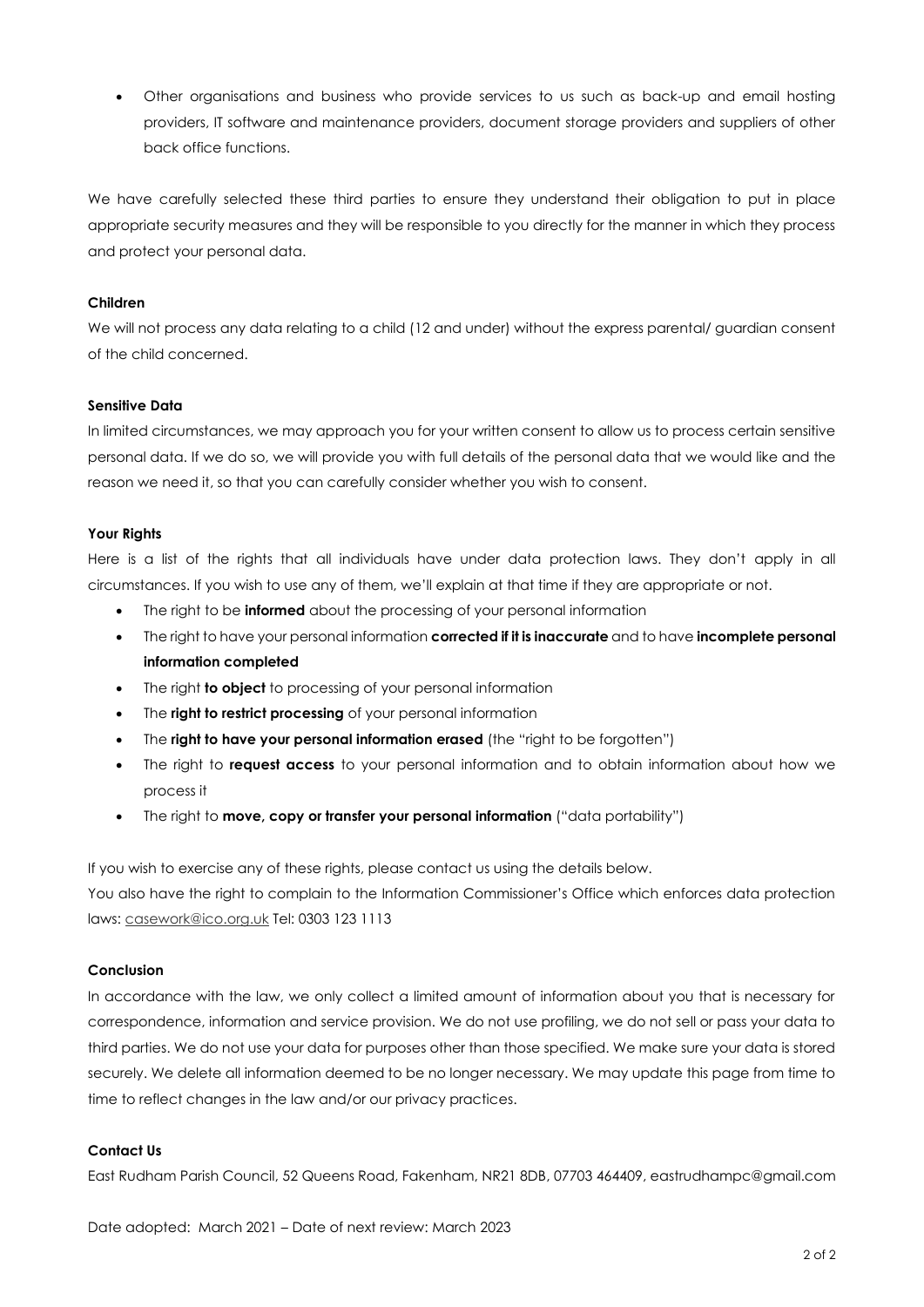- Other organisations and business who provide services to us such as back-up and email hosting providers, IT software and maintenance providers, document storage providers and suppliers of other back office functions.

We have carefully selected these third parties to ensure they understand their obligation to put in place appropriate security measures and they will be responsible to you directly for the manner in which they process and protect your personal data.

**Children**

We will not process any data relating to a child (12 and under) without the express parental/ guardian consent of the child concerned.

**Sensitive Data**

In limited circumstances, we may approach you for your written consent to allow us to process certain sensitive personal data. If we do so, we will provide you with full details of the personal data that we would like and the reason we need it, so that you can carefully consider whether you wish to consent.

**Your Rights**

Here is a list of the rights that all individuals have under data protection laws. They don't apply in all circumstances. If you wish to use any of them, we'll explain at that time if they are appropriate or not.

- The right to be **informed** about the processing of your personal information
- The right to have your personal information **corrected if it is inaccurate** and to have **incomplete personal information completed**
- The right **to object** to processing of your personal information
- The **right to restrict processing** of your personal information
- The **right to have your personal information erased** (the "right to be forgotten")
- The right to **request access** to your personal information and to obtain information about how we process it
- The right to **move, copy or transfer your personal information** ("data portability")

If you wish to exercise any of these rights, please contact us using the details below.

You also have the right to complain to the Information Commissioner's Office which enforces data protection laws: casework@ico.org.uk Tel: 0303 123 1113

**Conclusion**

In accordance with the law, we only collect a limited amount of information about you that is necessary for correspondence, information and service provision. We do not use profiling, we do not sell or pass your data to third parties. We do not use your data for purposes other than those specified. We make sure your data is stored securely. We delete all information deemed to be no longer necessary. We may update this page from time to time to reflect changes in the law and/or our privacy practices.

**Contact Us**

East Rudham Parish Council, 52 Queens Road, Fakenham, NR21 8DB, 07703 464409, eastrudhampc@gmail.com

Date adopted: March 2021 – Date of next review: March 2023